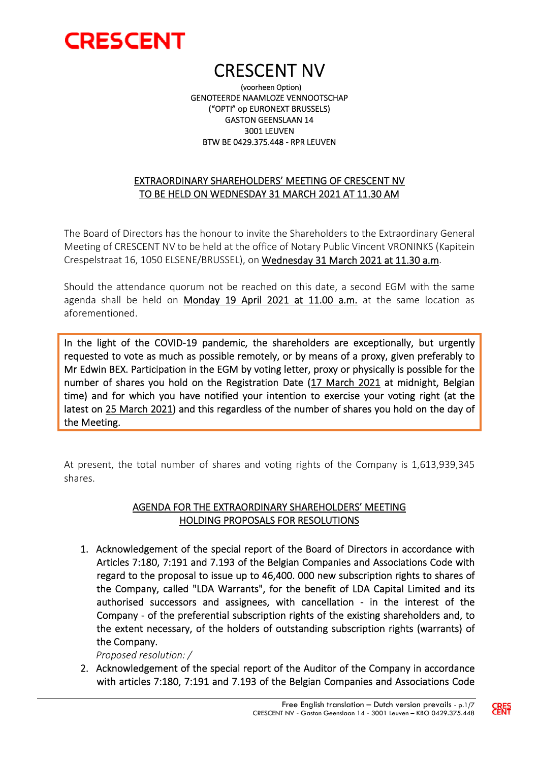CRESCENT

# CRESCENT NV

(voorheen Option)
GENOTEERDE NAAMLOZE VENNOOTSCHAP
("OPTI" op EURONEXT BRUSSELS)
GASTON GEENSLAAN 14
3001 LEUVEN
BTW BE 0429.375.448 - RPR LEUVEN

## EXTRAORDINARY SHAREHOLDERS' MEETING OF CRESCENT NV TO BE HELD ON WEDNESDAY 31 MARCH 2021 AT 11.30 AM

The Board of Directors has the honour to invite the Shareholders to the Extraordinary General Meeting of CRESCENT NV to be held at the office of Notary Public Vincent VRONINKS (Kapitein Crespelstraat 16, 1050 ELSENE/BRUSSEL), on Wednesday 31 March 2021 at 11.30 a.m.

Should the attendance quorum not be reached on this date, a second EGM with the same agenda shall be held on Monday 19 April 2021 at 11.00 a.m. at the same location as aforementioned.

In the light of the COVID-19 pandemic, the shareholders are exceptionally, but urgently requested to vote as much as possible remotely, or by means of a proxy, given preferably to Mr Edwin BEX. Participation in the EGM by voting letter, proxy or physically is possible for the number of shares you hold on the Registration Date (17 March 2021 at midnight, Belgian time) and for which you have notified your intention to exercise your voting right (at the latest on 25 March 2021) and this regardless of the number of shares you hold on the day of the Meeting.

At present, the total number of shares and voting rights of the Company is 1,613,939,345 shares.

## AGENDA FOR THE EXTRAORDINARY SHAREHOLDERS' MEETING HOLDING PROPOSALS FOR RESOLUTIONS

1. Acknowledgement of the special report of the Board of Directors in accordance with Articles 7:180, 7:191 and 7.193 of the Belgian Companies and Associations Code with regard to the proposal to issue up to 46,400. 000 new subscription rights to shares of the Company, called "LDA Warrants", for the benefit of LDA Capital Limited and its authorised successors and assignees, with cancellation - in the interest of the Company - of the preferential subscription rights of the existing shareholders and, to the extent necessary, of the holders of outstanding subscription rights (warrants) of the Company.
   *Proposed resolution: /*
2. Acknowledgement of the special report of the Auditor of the Company in accordance with articles 7:180, 7:191 and 7.193 of the Belgian Companies and Associations Code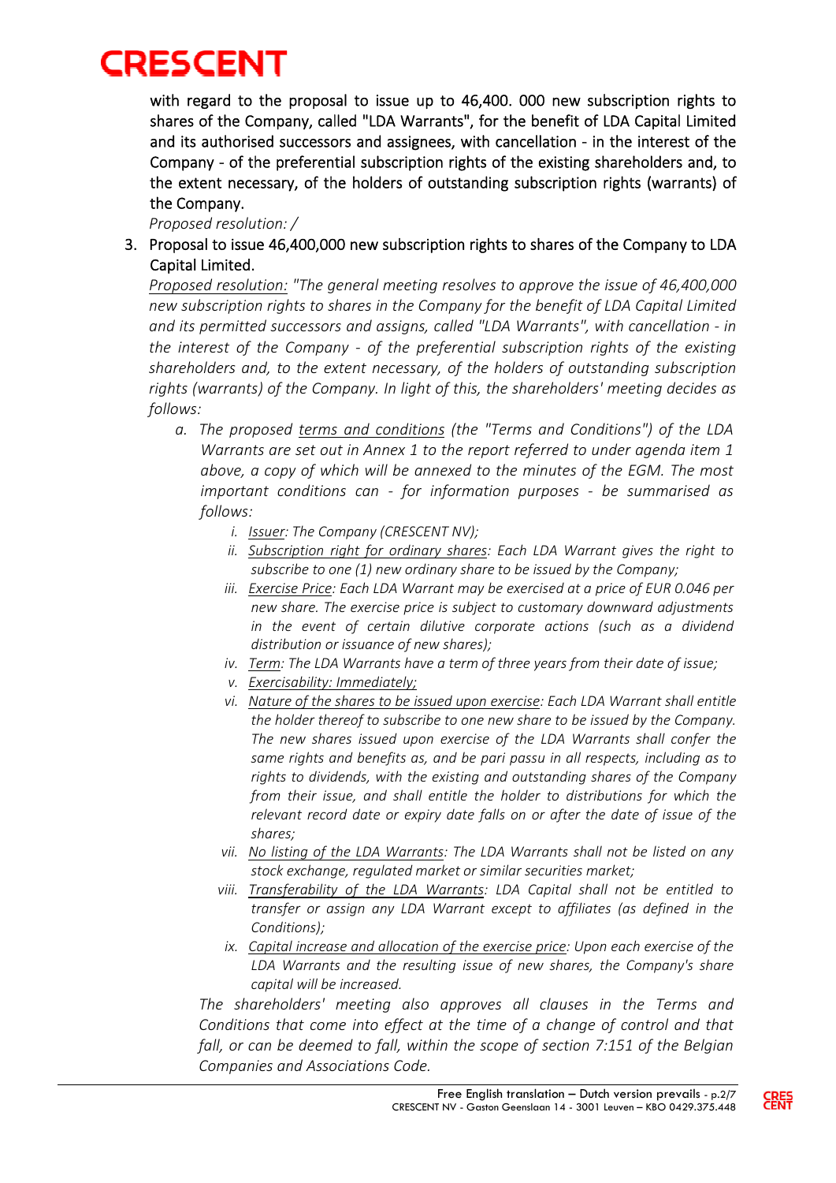with regard to the proposal to issue up to 46,400. 000 new subscription rights to shares of the Company, called "LDA Warrants", for the benefit of LDA Capital Limited and its authorised successors and assignees, with cancellation - in the interest of the Company - of the preferential subscription rights of the existing shareholders and, to the extent necessary, of the holders of outstanding subscription rights (warrants) of the Company.

*Proposed resolution: /*

3. Proposal to issue 46,400,000 new subscription rights to shares of the Company to LDA Capital Limited.

   *Proposed resolution: "The general meeting resolves to approve the issue of 46,400,000 new subscription rights to shares in the Company for the benefit of LDA Capital Limited and its permitted successors and assigns, called "LDA Warrants", with cancellation - in the interest of the Company - of the preferential subscription rights of the existing shareholders and, to the extent necessary, of the holders of outstanding subscription rights (warrants) of the Company. In light of this, the shareholders' meeting decides as follows:*

   a. *The proposed terms and conditions (the "Terms and Conditions") of the LDA Warrants are set out in Annex 1 to the report referred to under agenda item 1 above, a copy of which will be annexed to the minutes of the EGM. The most important conditions can - for information purposes - be summarised as follows:*

      i. *Issuer: The Company (CRESCENT NV);*
      ii. *Subscription right for ordinary shares: Each LDA Warrant gives the right to subscribe to one (1) new ordinary share to be issued by the Company;*
      iii. *Exercise Price: Each LDA Warrant may be exercised at a price of EUR 0.046 per new share. The exercise price is subject to customary downward adjustments in the event of certain dilutive corporate actions (such as a dividend distribution or issuance of new shares);*
      iv. *Term: The LDA Warrants have a term of three years from their date of issue;*
      v. *Exercisability: Immediately;*
      vi. *Nature of the shares to be issued upon exercise: Each LDA Warrant shall entitle the holder thereof to subscribe to one new share to be issued by the Company. The new shares issued upon exercise of the LDA Warrants shall confer the same rights and benefits as, and be pari passu in all respects, including as to rights to dividends, with the existing and outstanding shares of the Company from their issue, and shall entitle the holder to distributions for which the relevant record date or expiry date falls on or after the date of issue of the shares;*
      vii. *No listing of the LDA Warrants: The LDA Warrants shall not be listed on any stock exchange, regulated market or similar securities market;*
      viii. *Transferability of the LDA Warrants: LDA Capital shall not be entitled to transfer or assign any LDA Warrant except to affiliates (as defined in the Conditions);*
      ix. *Capital increase and allocation of the exercise price: Upon each exercise of the LDA Warrants and the resulting issue of new shares, the Company's share capital will be increased.*

   *The shareholders' meeting also approves all clauses in the Terms and Conditions that come into effect at the time of a change of control and that fall, or can be deemed to fall, within the scope of section 7:151 of the Belgian Companies and Associations Code.*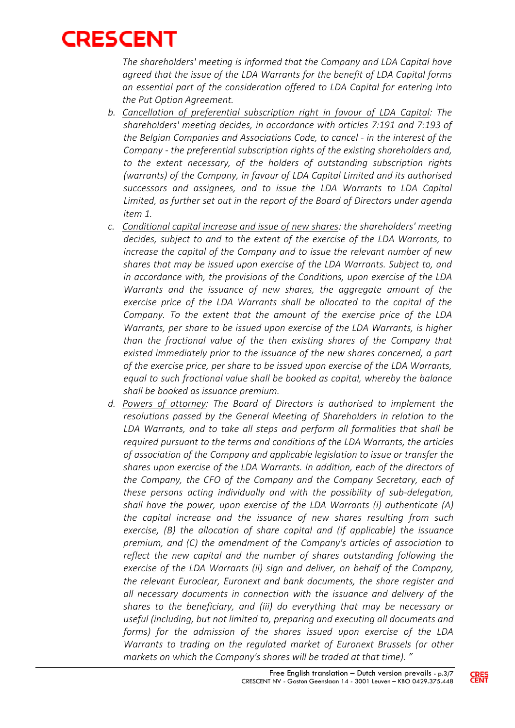*The shareholders' meeting is informed that the Company and LDA Capital have agreed that the issue of the LDA Warrants for the benefit of LDA Capital forms an essential part of the consideration offered to LDA Capital for entering into the Put Option Agreement.*

b. *Cancellation of preferential subscription right in favour of LDA Capital: The shareholders' meeting decides, in accordance with articles 7:191 and 7:193 of the Belgian Companies and Associations Code, to cancel - in the interest of the Company - the preferential subscription rights of the existing shareholders and, to the extent necessary, of the holders of outstanding subscription rights (warrants) of the Company, in favour of LDA Capital Limited and its authorised successors and assignees, and to issue the LDA Warrants to LDA Capital Limited, as further set out in the report of the Board of Directors under agenda item 1.*

c. *Conditional capital increase and issue of new shares: the shareholders' meeting decides, subject to and to the extent of the exercise of the LDA Warrants, to increase the capital of the Company and to issue the relevant number of new shares that may be issued upon exercise of the LDA Warrants. Subject to, and in accordance with, the provisions of the Conditions, upon exercise of the LDA Warrants and the issuance of new shares, the aggregate amount of the exercise price of the LDA Warrants shall be allocated to the capital of the Company. To the extent that the amount of the exercise price of the LDA Warrants, per share to be issued upon exercise of the LDA Warrants, is higher than the fractional value of the then existing shares of the Company that existed immediately prior to the issuance of the new shares concerned, a part of the exercise price, per share to be issued upon exercise of the LDA Warrants, equal to such fractional value shall be booked as capital, whereby the balance shall be booked as issuance premium.*

d. *Powers of attorney: The Board of Directors is authorised to implement the resolutions passed by the General Meeting of Shareholders in relation to the LDA Warrants, and to take all steps and perform all formalities that shall be required pursuant to the terms and conditions of the LDA Warrants, the articles of association of the Company and applicable legislation to issue or transfer the shares upon exercise of the LDA Warrants. In addition, each of the directors of the Company, the CFO of the Company and the Company Secretary, each of these persons acting individually and with the possibility of sub-delegation, shall have the power, upon exercise of the LDA Warrants (i) authenticate (A) the capital increase and the issuance of new shares resulting from such exercise, (B) the allocation of share capital and (if applicable) the issuance premium, and (C) the amendment of the Company's articles of association to reflect the new capital and the number of shares outstanding following the exercise of the LDA Warrants (ii) sign and deliver, on behalf of the Company, the relevant Euroclear, Euronext and bank documents, the share register and all necessary documents in connection with the issuance and delivery of the shares to the beneficiary, and (iii) do everything that may be necessary or useful (including, but not limited to, preparing and executing all documents and forms) for the admission of the shares issued upon exercise of the LDA Warrants to trading on the regulated market of Euronext Brussels (or other markets on which the Company's shares will be traded at that time). "*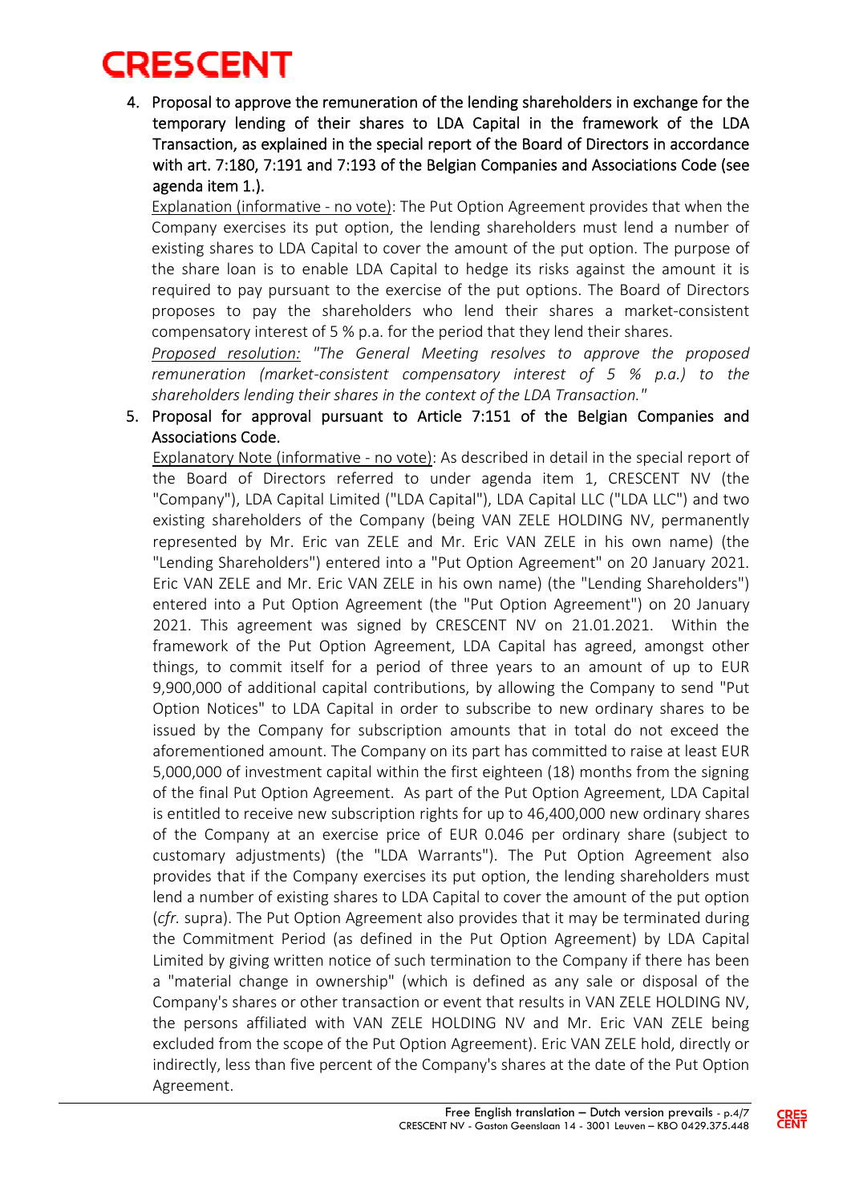4. Proposal to approve the remuneration of the lending shareholders in exchange for the temporary lending of their shares to LDA Capital in the framework of the LDA Transaction, as explained in the special report of the Board of Directors in accordance with art. 7:180, 7:191 and 7:193 of the Belgian Companies and Associations Code (see agenda item 1.).

   Explanation (informative - no vote): The Put Option Agreement provides that when the Company exercises its put option, the lending shareholders must lend a number of existing shares to LDA Capital to cover the amount of the put option. The purpose of the share loan is to enable LDA Capital to hedge its risks against the amount it is required to pay pursuant to the exercise of the put options. The Board of Directors proposes to pay the shareholders who lend their shares a market-consistent compensatory interest of 5 % p.a. for the period that they lend their shares.

   *Proposed resolution: "The General Meeting resolves to approve the proposed remuneration (market-consistent compensatory interest of 5 % p.a.) to the shareholders lending their shares in the context of the LDA Transaction."*

5. Proposal for approval pursuant to Article 7:151 of the Belgian Companies and Associations Code.

   Explanatory Note (informative - no vote): As described in detail in the special report of the Board of Directors referred to under agenda item 1, CRESCENT NV (the "Company"), LDA Capital Limited ("LDA Capital"), LDA Capital LLC ("LDA LLC") and two existing shareholders of the Company (being VAN ZELE HOLDING NV, permanently represented by Mr. Eric van ZELE and Mr. Eric VAN ZELE in his own name) (the "Lending Shareholders") entered into a "Put Option Agreement" on 20 January 2021. Eric VAN ZELE and Mr. Eric VAN ZELE in his own name) (the "Lending Shareholders") entered into a Put Option Agreement (the "Put Option Agreement") on 20 January 2021. This agreement was signed by CRESCENT NV on 21.01.2021. Within the framework of the Put Option Agreement, LDA Capital has agreed, amongst other things, to commit itself for a period of three years to an amount of up to EUR 9,900,000 of additional capital contributions, by allowing the Company to send "Put Option Notices" to LDA Capital in order to subscribe to new ordinary shares to be issued by the Company for subscription amounts that in total do not exceed the aforementioned amount. The Company on its part has committed to raise at least EUR 5,000,000 of investment capital within the first eighteen (18) months from the signing of the final Put Option Agreement. As part of the Put Option Agreement, LDA Capital is entitled to receive new subscription rights for up to 46,400,000 new ordinary shares of the Company at an exercise price of EUR 0.046 per ordinary share (subject to customary adjustments) (the "LDA Warrants"). The Put Option Agreement also provides that if the Company exercises its put option, the lending shareholders must lend a number of existing shares to LDA Capital to cover the amount of the put option (*cfr.* supra). The Put Option Agreement also provides that it may be terminated during the Commitment Period (as defined in the Put Option Agreement) by LDA Capital Limited by giving written notice of such termination to the Company if there has been a "material change in ownership" (which is defined as any sale or disposal of the Company's shares or other transaction or event that results in VAN ZELE HOLDING NV, the persons affiliated with VAN ZELE HOLDING NV and Mr. Eric VAN ZELE being excluded from the scope of the Put Option Agreement). Eric VAN ZELE hold, directly or indirectly, less than five percent of the Company's shares at the date of the Put Option Agreement.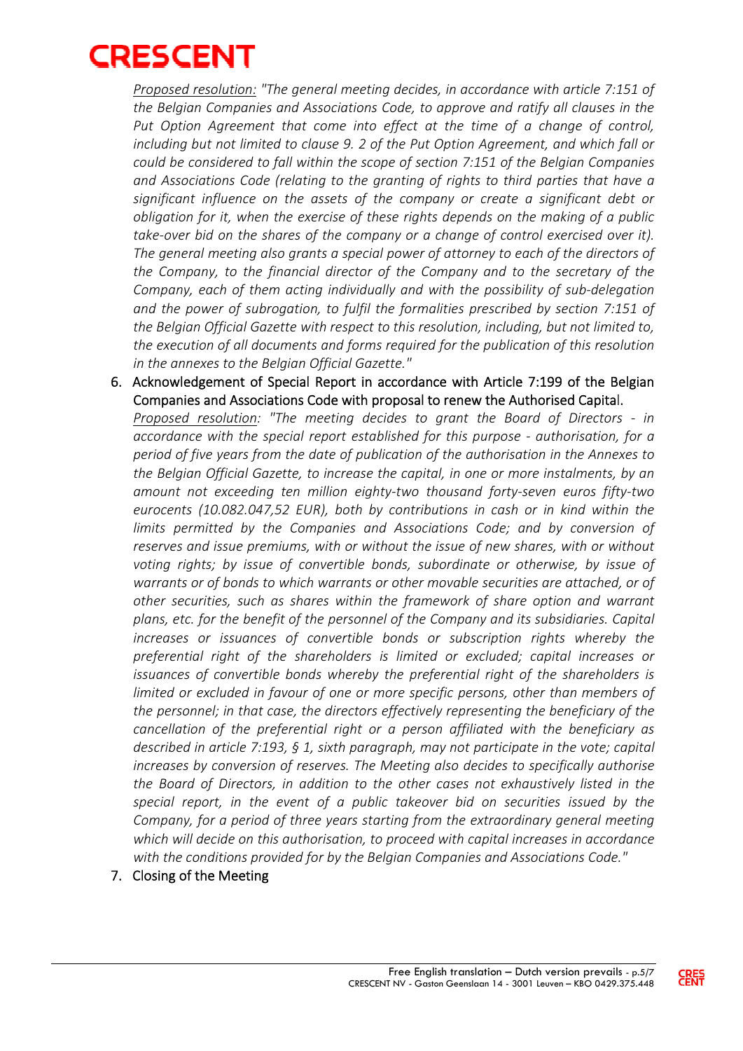_Proposed resolution:_ *"The general meeting decides, in accordance with article 7:151 of the Belgian Companies and Associations Code, to approve and ratify all clauses in the Put Option Agreement that come into effect at the time of a change of control, including but not limited to clause 9. 2 of the Put Option Agreement, and which fall or could be considered to fall within the scope of section 7:151 of the Belgian Companies and Associations Code (relating to the granting of rights to third parties that have a significant influence on the assets of the company or create a significant debt or obligation for it, when the exercise of these rights depends on the making of a public take-over bid on the shares of the company or a change of control exercised over it). The general meeting also grants a special power of attorney to each of the directors of the Company, to the financial director of the Company and to the secretary of the Company, each of them acting individually and with the possibility of sub-delegation and the power of subrogation, to fulfil the formalities prescribed by section 7:151 of the Belgian Official Gazette with respect to this resolution, including, but not limited to, the execution of all documents and forms required for the publication of this resolution in the annexes to the Belgian Official Gazette."*

6. Acknowledgement of Special Report in accordance with Article 7:199 of the Belgian Companies and Associations Code with proposal to renew the Authorised Capital.
   _Proposed resolution_: *"The meeting decides to grant the Board of Directors - in accordance with the special report established for this purpose - authorisation, for a period of five years from the date of publication of the authorisation in the Annexes to the Belgian Official Gazette, to increase the capital, in one or more instalments, by an amount not exceeding ten million eighty-two thousand forty-seven euros fifty-two eurocents (10.082.047,52 EUR), both by contributions in cash or in kind within the limits permitted by the Companies and Associations Code; and by conversion of reserves and issue premiums, with or without the issue of new shares, with or without voting rights; by issue of convertible bonds, subordinate or otherwise, by issue of warrants or of bonds to which warrants or other movable securities are attached, or of other securities, such as shares within the framework of share option and warrant plans, etc. for the benefit of the personnel of the Company and its subsidiaries. Capital increases or issuances of convertible bonds or subscription rights whereby the preferential right of the shareholders is limited or excluded; capital increases or issuances of convertible bonds whereby the preferential right of the shareholders is limited or excluded in favour of one or more specific persons, other than members of the personnel; in that case, the directors effectively representing the beneficiary of the cancellation of the preferential right or a person affiliated with the beneficiary as described in article 7:193, § 1, sixth paragraph, may not participate in the vote; capital increases by conversion of reserves. The Meeting also decides to specifically authorise the Board of Directors, in addition to the other cases not exhaustively listed in the special report, in the event of a public takeover bid on securities issued by the Company, for a period of three years starting from the extraordinary general meeting which will decide on this authorisation, to proceed with capital increases in accordance with the conditions provided for by the Belgian Companies and Associations Code."*
7. Closing of the Meeting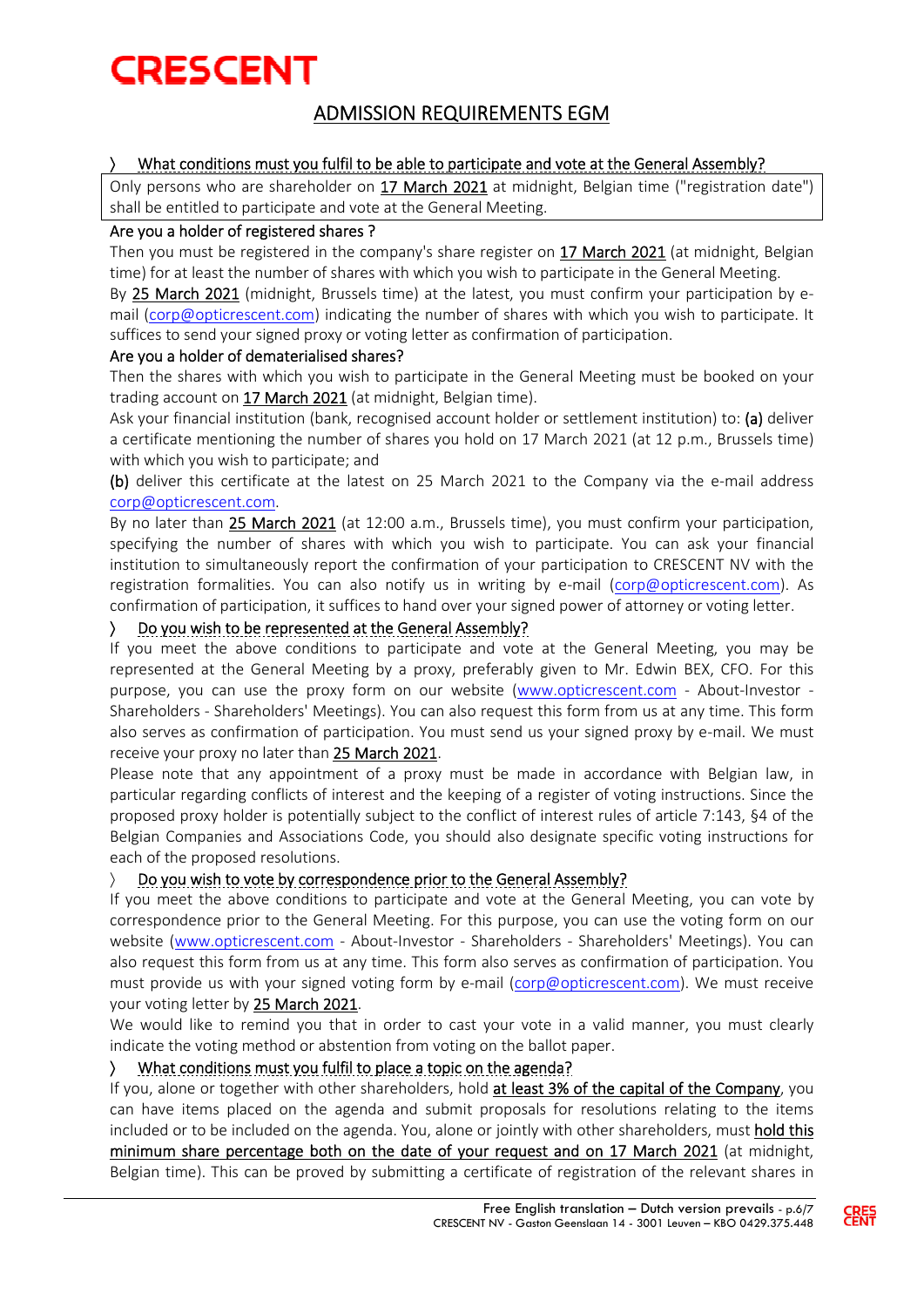# CRESCENT

## ADMISSION REQUIREMENTS EGM

### 〉 What conditions must you fulfil to be able to participate and vote at the General Assembly?

Only persons who are shareholder on 17 March 2021 at midnight, Belgian time ("registration date") shall be entitled to participate and vote at the General Meeting.

**Are you a holder of registered shares ?**

Then you must be registered in the company's share register on 17 March 2021 (at midnight, Belgian time) for at least the number of shares with which you wish to participate in the General Meeting.

By 25 March 2021 (midnight, Brussels time) at the latest, you must confirm your participation by e-mail (corp@opticrescent.com) indicating the number of shares with which you wish to participate. It suffices to send your signed proxy or voting letter as confirmation of participation.

**Are you a holder of dematerialised shares?**

Then the shares with which you wish to participate in the General Meeting must be booked on your trading account on 17 March 2021 (at midnight, Belgian time).

Ask your financial institution (bank, recognised account holder or settlement institution) to: **(a)** deliver a certificate mentioning the number of shares you hold on 17 March 2021 (at 12 p.m., Brussels time) with which you wish to participate; and

**(b)** deliver this certificate at the latest on 25 March 2021 to the Company via the e-mail address corp@opticrescent.com.

By no later than 25 March 2021 (at 12:00 a.m., Brussels time), you must confirm your participation, specifying the number of shares with which you wish to participate. You can ask your financial institution to simultaneously report the confirmation of your participation to CRESCENT NV with the registration formalities. You can also notify us in writing by e-mail (corp@opticrescent.com). As confirmation of participation, it suffices to hand over your signed power of attorney or voting letter.

### 〉 Do you wish to be represented at the General Assembly?

If you meet the above conditions to participate and vote at the General Meeting, you may be represented at the General Meeting by a proxy, preferably given to Mr. Edwin BEX, CFO. For this purpose, you can use the proxy form on our website (www.opticrescent.com - About-Investor - Shareholders - Shareholders' Meetings). You can also request this form from us at any time. This form also serves as confirmation of participation. You must send us your signed proxy by e-mail. We must receive your proxy no later than 25 March 2021.

Please note that any appointment of a proxy must be made in accordance with Belgian law, in particular regarding conflicts of interest and the keeping of a register of voting instructions. Since the proposed proxy holder is potentially subject to the conflict of interest rules of article 7:143, §4 of the Belgian Companies and Associations Code, you should also designate specific voting instructions for each of the proposed resolutions.

### 〉 Do you wish to vote by correspondence prior to the General Assembly?

If you meet the above conditions to participate and vote at the General Meeting, you can vote by correspondence prior to the General Meeting. For this purpose, you can use the voting form on our website (www.opticrescent.com - About-Investor - Shareholders - Shareholders' Meetings). You can also request this form from us at any time. This form also serves as confirmation of participation. You must provide us with your signed voting form by e-mail (corp@opticrescent.com). We must receive your voting letter by 25 March 2021.

We would like to remind you that in order to cast your vote in a valid manner, you must clearly indicate the voting method or abstention from voting on the ballot paper.

### 〉 What conditions must you fulfil to place a topic on the agenda?

If you, alone or together with other shareholders, hold at least 3% of the capital of the Company, you can have items placed on the agenda and submit proposals for resolutions relating to the items included or to be included on the agenda. You, alone or jointly with other shareholders, must hold this minimum share percentage both on the date of your request and on 17 March 2021 (at midnight, Belgian time). This can be proved by submitting a certificate of registration of the relevant shares in

Free English translation – Dutch version prevails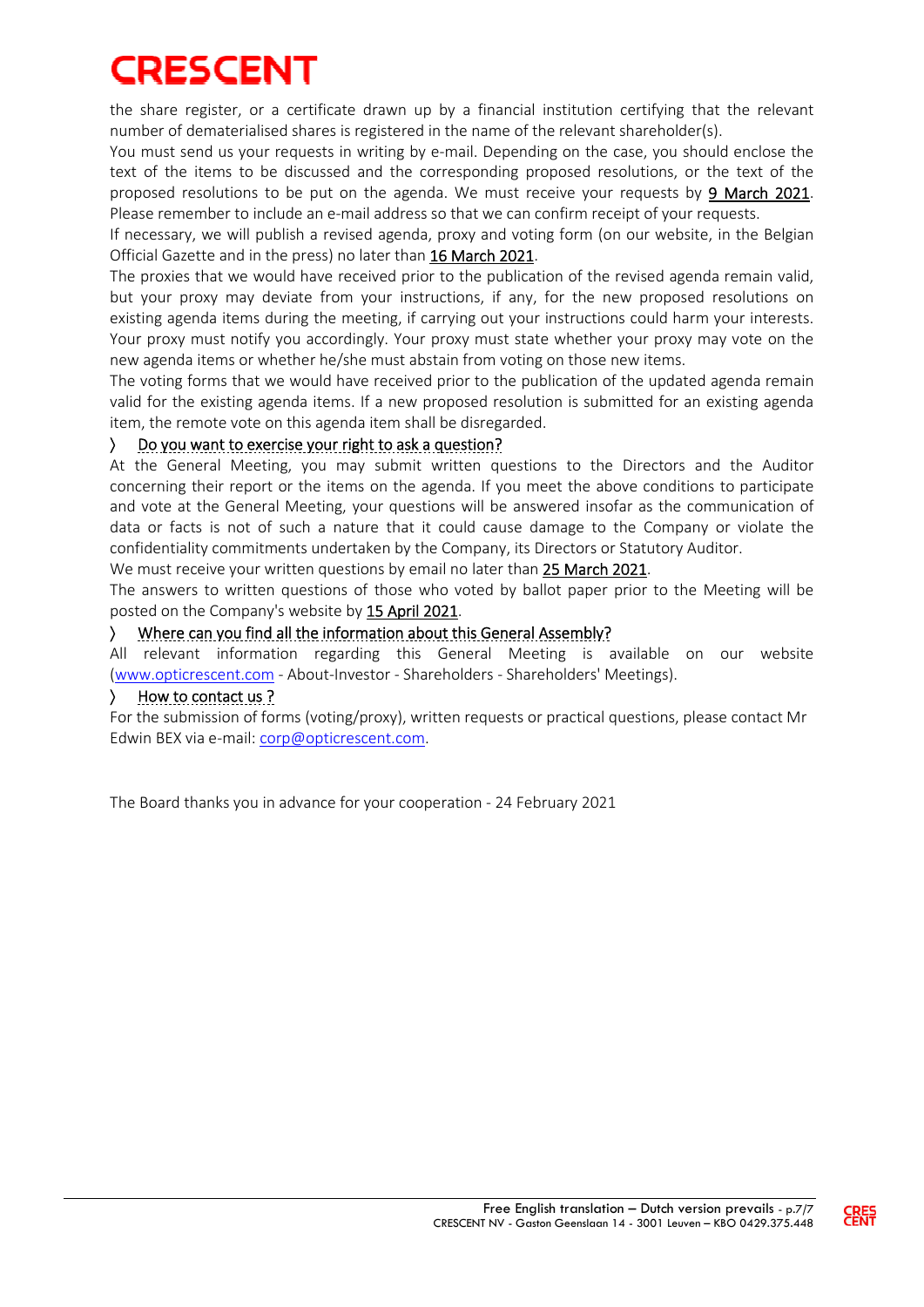the share register, or a certificate drawn up by a financial institution certifying that the relevant number of dematerialised shares is registered in the name of the relevant shareholder(s).

You must send us your requests in writing by e-mail. Depending on the case, you should enclose the text of the items to be discussed and the corresponding proposed resolutions, or the text of the proposed resolutions to be put on the agenda. We must receive your requests by 9 March 2021. Please remember to include an e-mail address so that we can confirm receipt of your requests.

If necessary, we will publish a revised agenda, proxy and voting form (on our website, in the Belgian Official Gazette and in the press) no later than 16 March 2021.

The proxies that we would have received prior to the publication of the revised agenda remain valid, but your proxy may deviate from your instructions, if any, for the new proposed resolutions on existing agenda items during the meeting, if carrying out your instructions could harm your interests. Your proxy must notify you accordingly. Your proxy must state whether your proxy may vote on the new agenda items or whether he/she must abstain from voting on those new items.

The voting forms that we would have received prior to the publication of the updated agenda remain valid for the existing agenda items. If a new proposed resolution is submitted for an existing agenda item, the remote vote on this agenda item shall be disregarded.

### 〉 Do you want to exercise your right to ask a question?

At the General Meeting, you may submit written questions to the Directors and the Auditor concerning their report or the items on the agenda. If you meet the above conditions to participate and vote at the General Meeting, your questions will be answered insofar as the communication of data or facts is not of such a nature that it could cause damage to the Company or violate the confidentiality commitments undertaken by the Company, its Directors or Statutory Auditor.

We must receive your written questions by email no later than 25 March 2021.

The answers to written questions of those who voted by ballot paper prior to the Meeting will be posted on the Company's website by 15 April 2021.

### 〉 Where can you find all the information about this General Assembly?

All relevant information regarding this General Meeting is available on our website (www.opticrescent.com - About-Investor - Shareholders - Shareholders' Meetings).

### 〉 How to contact us ?

For the submission of forms (voting/proxy), written requests or practical questions, please contact Mr Edwin BEX via e-mail: corp@opticrescent.com.

The Board thanks you in advance for your cooperation - 24 February 2021